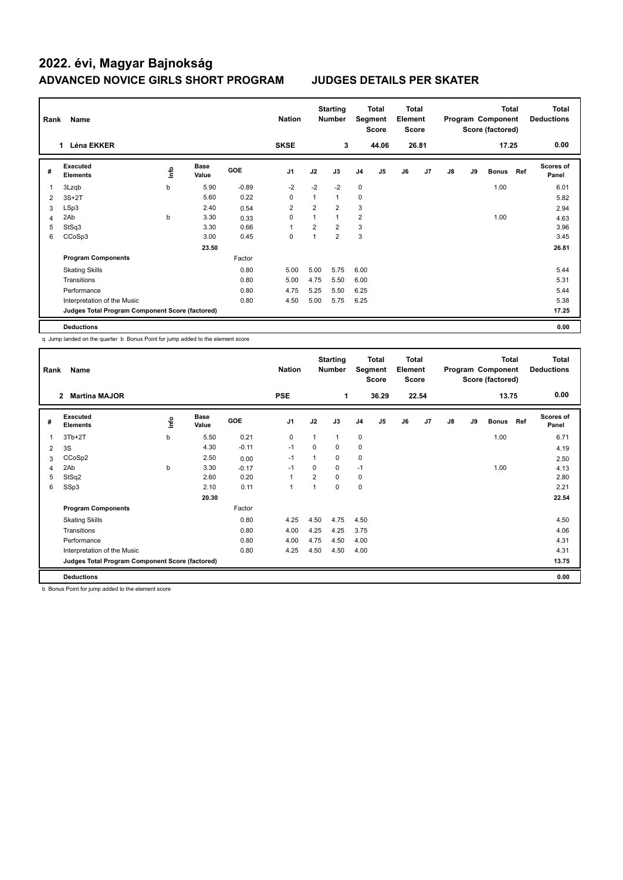# 2022. évi, Magyar Bajnokság

## ADVANCED NOVICE GIRLS SHORT PROGRAM JUDGES DETAILS PER SKATER

| Rank | Name | Nation | Starting Number | Total Segment Score | Total Element Score | Total Program Component Score (factored) | Total Deductions |
|---|---|---|---|---|---|---|---|
| 1 | Léna EKKER | SKSE | 3 | 44.06 | 26.81 | 17.25 | 0.00 |

| # | Executed Elements | Info | Base Value | GOE | J1 | J2 | J3 | J4 | J5 | J6 | J7 | J8 | J9 | Bonus | Ref | Scores of Panel |
|---|---|---|---|---|---|---|---|---|---|---|---|---|---|---|---|---|
| 1 | 3Lzqb | b | 5.90 | -0.89 | -2 | -2 | -2 | 0 | | | | | | 1.00 | | 6.01 |
| 2 | 3S+2T | | 5.60 | 0.22 | 0 | 1 | 1 | 0 | | | | | | | | 5.82 |
| 3 | LSp3 | | 2.40 | 0.54 | 2 | 2 | 2 | 3 | | | | | | | | 2.94 |
| 4 | 2Ab | b | 3.30 | 0.33 | 0 | 1 | 1 | 2 | | | | | | 1.00 | | 4.63 |
| 5 | StSq3 | | 3.30 | 0.66 | 1 | 2 | 2 | 3 | | | | | | | | 3.96 |
| 6 | CCoSp3 | | 3.00 | 0.45 | 0 | 1 | 2 | 3 | | | | | | | | 3.45 |
| | | | 23.50 | | | | | | | | | | | | | 26.81 |
| | **Program Components** | | | Factor | | | | | | | | | | | | |
| | Skating Skills | | | 0.80 | 5.00 | 5.00 | 5.75 | 6.00 | | | | | | | | 5.44 |
| | Transitions | | | 0.80 | 5.00 | 4.75 | 5.50 | 6.00 | | | | | | | | 5.31 |
| | Performance | | | 0.80 | 4.75 | 5.25 | 5.50 | 6.25 | | | | | | | | 5.44 |
| | Interpretation of the Music | | | 0.80 | 4.50 | 5.00 | 5.75 | 6.25 | | | | | | | | 5.38 |
| | **Judges Total Program Component Score (factored)** | | | | | | | | | | | | | | | 17.25 |
| | **Deductions** | | | | | | | | | | | | | | | 0.00 |

q Jump landed on the quarter b Bonus Point for jump added to the element score

| Rank | Name | Nation | Starting Number | Total Segment Score | Total Element Score | Total Program Component Score (factored) | Total Deductions |
|---|---|---|---|---|---|---|---|
| 2 | Martina MAJOR | PSE | 1 | 36.29 | 22.54 | 13.75 | 0.00 |

| # | Executed Elements | Info | Base Value | GOE | J1 | J2 | J3 | J4 | J5 | J6 | J7 | J8 | J9 | Bonus | Ref | Scores of Panel |
|---|---|---|---|---|---|---|---|---|---|---|---|---|---|---|---|---|
| 1 | 3Tb+2T | b | 5.50 | 0.21 | 0 | 1 | 1 | 0 | | | | | | 1.00 | | 6.71 |
| 2 | 3S | | 4.30 | -0.11 | -1 | 0 | 0 | 0 | | | | | | | | 4.19 |
| 3 | CCoSp2 | | 2.50 | 0.00 | -1 | 1 | 0 | 0 | | | | | | | | 2.50 |
| 4 | 2Ab | b | 3.30 | -0.17 | -1 | 0 | 0 | -1 | | | | | | 1.00 | | 4.13 |
| 5 | StSq2 | | 2.60 | 0.20 | 1 | 2 | 0 | 0 | | | | | | | | 2.80 |
| 6 | SSp3 | | 2.10 | 0.11 | 1 | 1 | 0 | 0 | | | | | | | | 2.21 |
| | | | 20.30 | | | | | | | | | | | | | 22.54 |
| | **Program Components** | | | Factor | | | | | | | | | | | | |
| | Skating Skills | | | 0.80 | 4.25 | 4.50 | 4.75 | 4.50 | | | | | | | | 4.50 |
| | Transitions | | | 0.80 | 4.00 | 4.25 | 4.25 | 3.75 | | | | | | | | 4.06 |
| | Performance | | | 0.80 | 4.00 | 4.75 | 4.50 | 4.00 | | | | | | | | 4.31 |
| | Interpretation of the Music | | | 0.80 | 4.25 | 4.50 | 4.50 | 4.00 | | | | | | | | 4.31 |
| | **Judges Total Program Component Score (factored)** | | | | | | | | | | | | | | | 13.75 |
| | **Deductions** | | | | | | | | | | | | | | | 0.00 |

b Bonus Point for jump added to the element score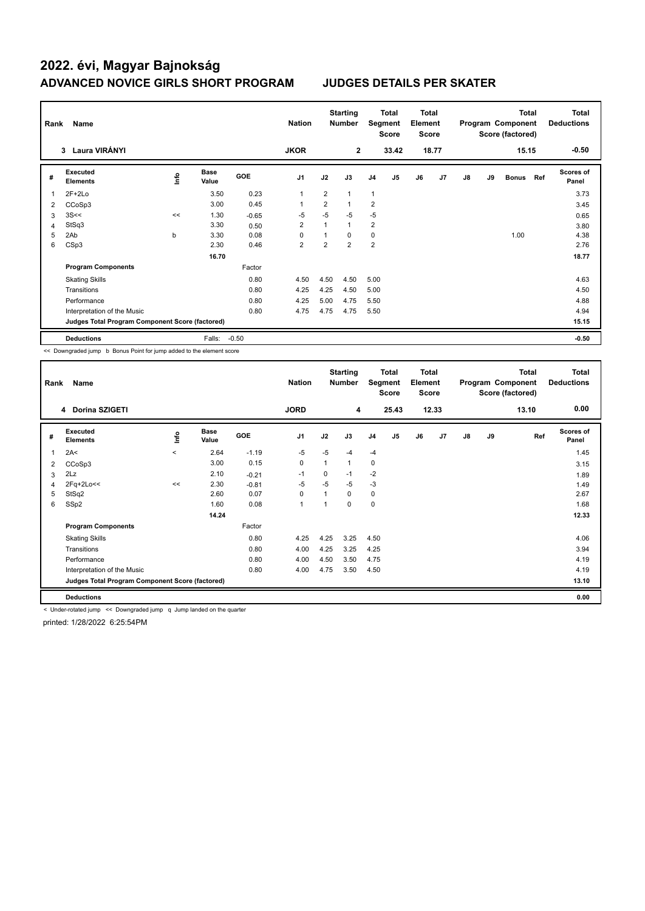# 2022. évi, Magyar Bajnokság

## ADVANCED NOVICE GIRLS SHORT PROGRAM — JUDGES DETAILS PER SKATER

| Rank | Name | Nation | Starting Number | Total Segment Score | Total Element Score | Total Program Component Score (factored) | Total Deductions |
|---|---|---|---|---|---|---|---|
| 3 | Laura VIRÁNYI | JKOR | 2 | 33.42 | 18.77 | 15.15 | -0.50 |

| # | Executed Elements | Info | Base Value | GOE | J1 | J2 | J3 | J4 | J5 | J6 | J7 | J8 | J9 | Bonus | Ref | Scores of Panel |
|---|---|---|---|---|---|---|---|---|---|---|---|---|---|---|---|---|
| 1 | 2F+2Lo | | 3.50 | 0.23 | 1 | 2 | 1 | 1 | | | | | | | | 3.73 |
| 2 | CCoSp3 | | 3.00 | 0.45 | 1 | 2 | 1 | 2 | | | | | | | | 3.45 |
| 3 | 3S<< | << | 1.30 | -0.65 | -5 | -5 | -5 | -5 | | | | | | | | 0.65 |
| 4 | StSq3 | | 3.30 | 0.50 | 2 | 1 | 1 | 2 | | | | | | | | 3.80 |
| 5 | 2Ab | b | 3.30 | 0.08 | 0 | 1 | 0 | 0 | | | | | | 1.00 | | 4.38 |
| 6 | CSp3 | | 2.30 | 0.46 | 2 | 2 | 2 | 2 | | | | | | | | 2.76 |
| | | | 16.70 | | | | | | | | | | | | | 18.77 |
| | **Program Components** | | | Factor | | | | | | | | | | | | |
| | Skating Skills | | | 0.80 | 4.50 | 4.50 | 4.50 | 5.00 | | | | | | | | 4.63 |
| | Transitions | | | 0.80 | 4.25 | 4.25 | 4.50 | 5.00 | | | | | | | | 4.50 |
| | Performance | | | 0.80 | 4.25 | 5.00 | 4.75 | 5.50 | | | | | | | | 4.88 |
| | Interpretation of the Music | | | 0.80 | 4.75 | 4.75 | 4.75 | 5.50 | | | | | | | | 4.94 |
| | **Judges Total Program Component Score (factored)** | | | | | | | | | | | | | | | 15.15 |
| | **Deductions** | | Falls: | -0.50 | | | | | | | | | | | | -0.50 |

<< Downgraded jump b Bonus Point for jump added to the element score

| Rank | Name | Nation | Starting Number | Total Segment Score | Total Element Score | Total Program Component Score (factored) | Total Deductions |
|---|---|---|---|---|---|---|---|
| 4 | Dorina SZIGETI | JORD | 4 | 25.43 | 12.33 | 13.10 | 0.00 |

| # | Executed Elements | Info | Base Value | GOE | J1 | J2 | J3 | J4 | J5 | J6 | J7 | J8 | J9 | Ref | Scores of Panel |
|---|---|---|---|---|---|---|---|---|---|---|---|---|---|---|---|
| 1 | 2A< | < | 2.64 | -1.19 | -5 | -5 | -4 | -4 | | | | | | | 1.45 |
| 2 | CCoSp3 | | 3.00 | 0.15 | 0 | 1 | 1 | 0 | | | | | | | 3.15 |
| 3 | 2Lz | | 2.10 | -0.21 | -1 | 0 | -1 | -2 | | | | | | | 1.89 |
| 4 | 2Fq+2Lo<< | << | 2.30 | -0.81 | -5 | -5 | -5 | -3 | | | | | | | 1.49 |
| 5 | StSq2 | | 2.60 | 0.07 | 0 | 1 | 0 | 0 | | | | | | | 2.67 |
| 6 | SSp2 | | 1.60 | 0.08 | 1 | 1 | 0 | 0 | | | | | | | 1.68 |
| | | | 14.24 | | | | | | | | | | | | 12.33 |
| | **Program Components** | | | Factor | | | | | | | | | | | |
| | Skating Skills | | | 0.80 | 4.25 | 4.25 | 3.25 | 4.50 | | | | | | | 4.06 |
| | Transitions | | | 0.80 | 4.00 | 4.25 | 3.25 | 4.25 | | | | | | | 3.94 |
| | Performance | | | 0.80 | 4.00 | 4.50 | 3.50 | 4.75 | | | | | | | 4.19 |
| | Interpretation of the Music | | | 0.80 | 4.00 | 4.75 | 3.50 | 4.50 | | | | | | | 4.19 |
| | **Judges Total Program Component Score (factored)** | | | | | | | | | | | | | | 13.10 |
| | **Deductions** | | | | | | | | | | | | | | 0.00 |

< Under-rotated jump << Downgraded jump q Jump landed on the quarter

printed: 1/28/2022 6:25:54PM